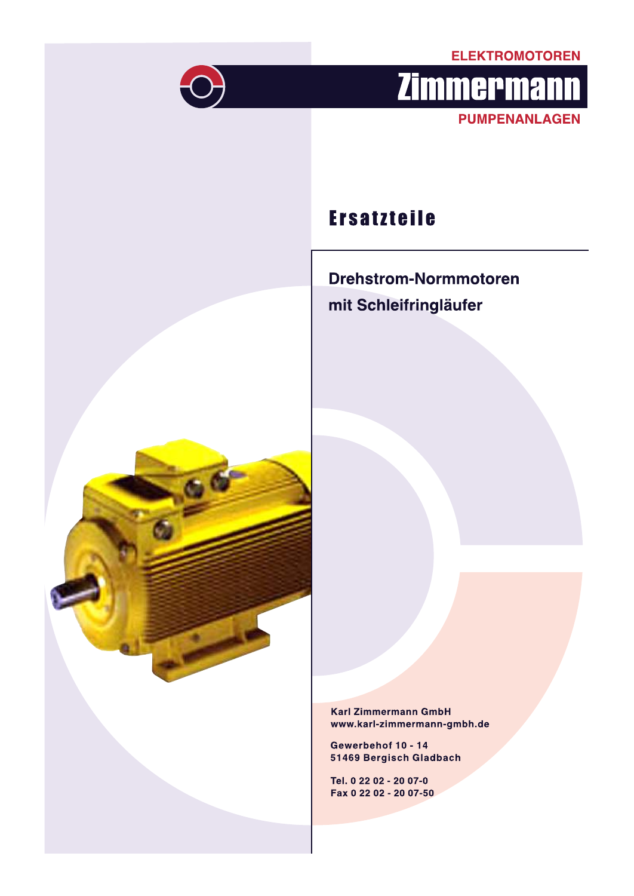ELEKTROMOTOREN

# Zimmermann

PUMPENANLAGEN

## Ersatzteile

### Drehstrom-Normmotoren mit Schleifringläufer

**Karl Zimmermann GmbH**
**www.karl-zimmermann-gmbh.de**

**Gewerbehof 10 - 14**
**51469 Bergisch Gladbach**

**Tel. 0 22 02 - 20 07-0**
**Fax 0 22 02 - 20 07-50**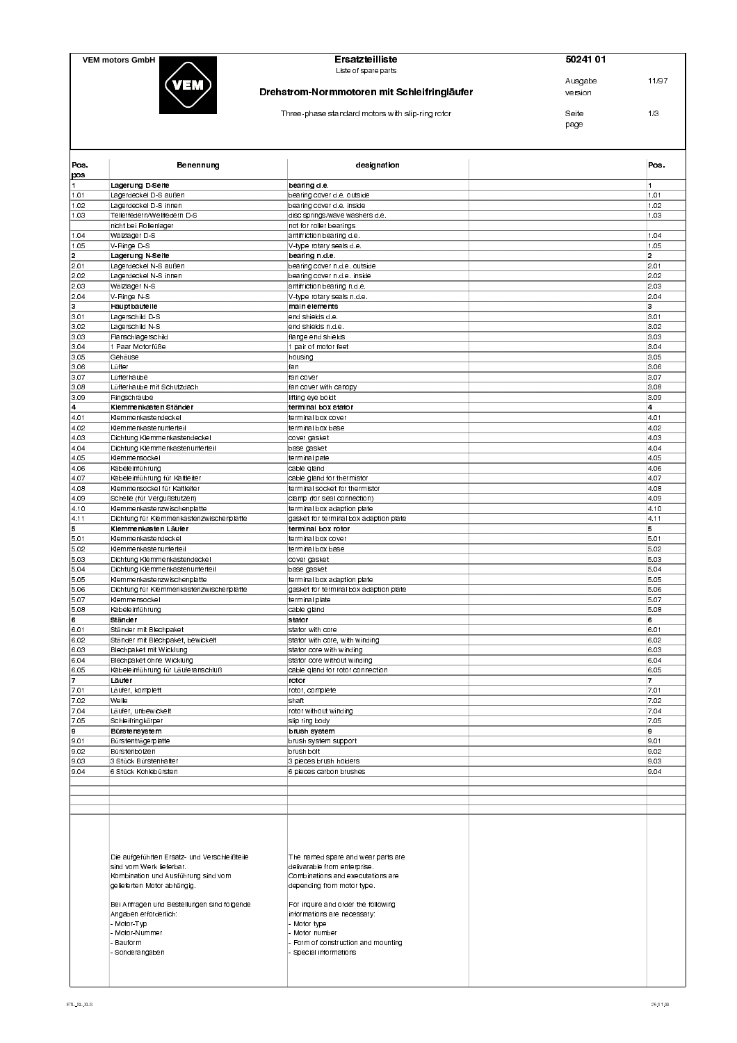VEM motors GmbH

# Ersatzteilliste

Liste of spare parts

## Drehstrom-Normmotoren mit Schleifringläufer

Three-phase standard motors with slip-ring rotor

50241 01

Ausgabe / version: 11/97

Seite / page: 1/3

| Pos. pos | Benennung | designation | | Pos. |
|---|---|---|---|---|
| 1 | **Lagerung D-Seite** | **bearing d.e.** | | 1 |
| 1.01 | Lagerdeckel D-S außen | bearing cover d.e. outside | | 1.01 |
| 1.02 | Lagerdeckel D-S innen | bearing cover d.e. inside | | 1.02 |
| 1.03 | Tellerfedern/Wellfedern D-S | disc springs/wave washers d.e. | | 1.03 |
| | nicht bei Rollenlager | not for roller bearings | | |
| 1.04 | Wälzlager D-S | antifriction bearing d.e. | | 1.04 |
| 1.05 | V-Ringe D-S | V-type rotary seals d.e. | | 1.05 |
| 2 | **Lagerung N-Seite** | **bearing n.d.e.** | | 2 |
| 2.01 | Lagerdeckel N-S außen | bearing cover n.d.e. outside | | 2.01 |
| 2.02 | Lagerdeckel N-S innen | bearing cover n.d.e. inside | | 2.02 |
| 2.03 | Wälzlager N-S | antifriction bearing n.d.e. | | 2.03 |
| 2.04 | V-Ringe N-S | V-type rotary seals n.d.e. | | 2.04 |
| 3 | **Hauptbauteile** | **main elements** | | 3 |
| 3.01 | Lagerschild D-S | end shields d.e. | | 3.01 |
| 3.02 | Lagerschild N-S | end shields n.d.e. | | 3.02 |
| 3.03 | Flanschlagerschild | flange end shields | | 3.03 |
| 3.04 | 1 Paar Motorfüße | 1 pair of motor feet | | 3.04 |
| 3.05 | Gehäuse | housing | | 3.05 |
| 3.06 | Lüfter | fan | | 3.06 |
| 3.07 | Lüfterhaube | fan cover | | 3.07 |
| 3.08 | Lüfterhaube mit Schutzdach | fan cover with canopy | | 3.08 |
| 3.09 | Ringschraube | lifting eye boldt | | 3.09 |
| 4 | **Klemmenkasten Ständer** | **terminal box stator** | | 4 |
| 4.01 | Klemmenkastendeckel | terminal box cover | | 4.01 |
| 4.02 | Klemmenkastenunterteil | terminal box base | | 4.02 |
| 4.03 | Dichtung Klemmenkastendeckel | cover gasket | | 4.03 |
| 4.04 | Dichtung Klemmenkastenunterteil | base gasket | | 4.04 |
| 4.05 | Klemmensockel | terminal pate | | 4.05 |
| 4.06 | Kabeleinführung | cable gland | | 4.06 |
| 4.07 | Kabeleinführung für Kaltleiter | cable gland for thermistor | | 4.07 |
| 4.08 | Klemmensockel für Kaltleiter | terminal socket for thermistor | | 4.08 |
| 4.09 | Schelle (für Vergußstutzen) | clamp (for seal connection) | | 4.09 |
| 4.10 | Klemmenkastenzwischenplatte | terminal box adaption plate | | 4.10 |
| 4.11 | Dichtung für Klemmenkastenzwischenplatte | gasket for terminal box adaption plate | | 4.11 |
| 5 | **Klemmenkasten Läufer** | **terminal box rotor** | | 5 |
| 5.01 | Klemmenkastendeckel | terminal box cover | | 5.01 |
| 5.02 | Klemmenkastenunterteil | terminal box base | | 5.02 |
| 5.03 | Dichtung Klemmenkastendeckel | cover gasket | | 5.03 |
| 5.04 | Dichtung Klemmenkastenunterteil | base gasket | | 5.04 |
| 5.05 | Klemmenkastenzwischenplatte | terminal box adaption plate | | 5.05 |
| 5.06 | Dichtung für Klemmenkastenzwischenplatte | gasket for terminal box adaption plate | | 5.06 |
| 5.07 | Klemmensockel | terminal plate | | 5.07 |
| 5.08 | Kabeleinführung | cable gland | | 5.08 |
| 6 | **Ständer** | **stator** | | 6 |
| 6.01 | Ständer mit Blechpaket | stator with core | | 6.01 |
| 6.02 | Ständer mit Blechpaket, bewickelt | stator with core, with winding | | 6.02 |
| 6.03 | Blechpaket mit Wicklung | stator core with winding | | 6.03 |
| 6.04 | Blechpaket ohne Wicklung | stator core without winding | | 6.04 |
| 6.05 | Kabeleinführung für Läuferanschluß | cable gland for rotor connection | | 6.05 |
| 7 | **Läufer** | **rotor** | | 7 |
| 7.01 | Läufer, komplett | rotor, complete | | 7.01 |
| 7.02 | Welle | shaft | | 7.02 |
| 7.04 | Läufer, unbewickelt | rotor without winding | | 7.04 |
| 7.05 | Schleifringkörper | slip ring body | | 7.05 |
| 9 | **Bürstensystem** | **brush system** | | 9 |
| 9.01 | Bürstenträgerplatte | brush system support | | 9.01 |
| 9.02 | Bürstenbolzen | brush bolt | | 9.02 |
| 9.03 | 3 Stück Bürstenhalter | 3 pieces brush holders | | 9.03 |
| 9.04 | 6 Stück Kohlebürsten | 6 pieces carbon brushes | | 9.04 |

| Deutsch | English |
|---|---|
| Die aufgeführten Ersatz- und Verschleißteile sind vom Werk lieferbar. Kombination und Ausführung sind vom gelieferten Motor abhängig. | The named spare and wear parts are deliverable from enterprise. Combinations and executations are depending from motor type. |
| Bei Anfragen und Bestellungen sind folgende Angaben erforderlich: | For inquire and order the following informations are necessary: |
| - Motor-Typ | - Motor type |
| - Motor-Nummer | - Motor number |
| - Bauform | - Form of construction and mounting |
| - Sonderangaben | - Special informations |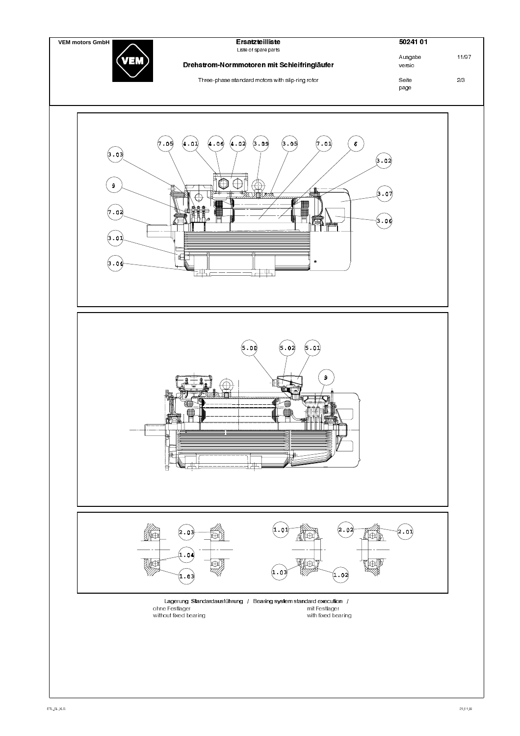VEM motors GmbH

# Ersatzteilliste

Liste of spare parts

## Drehstrom-Normmotoren mit Schleifringläufer

Three-phase standard motors with slip-ring rotor

50241 01

Ausgabe 11/97
versio

Seite 2/3
page

Lagerung **Standardausführung** / Bearing system standard execution /

ohne Festlager
without fixed bearing

mit Festlager
with fixed bearing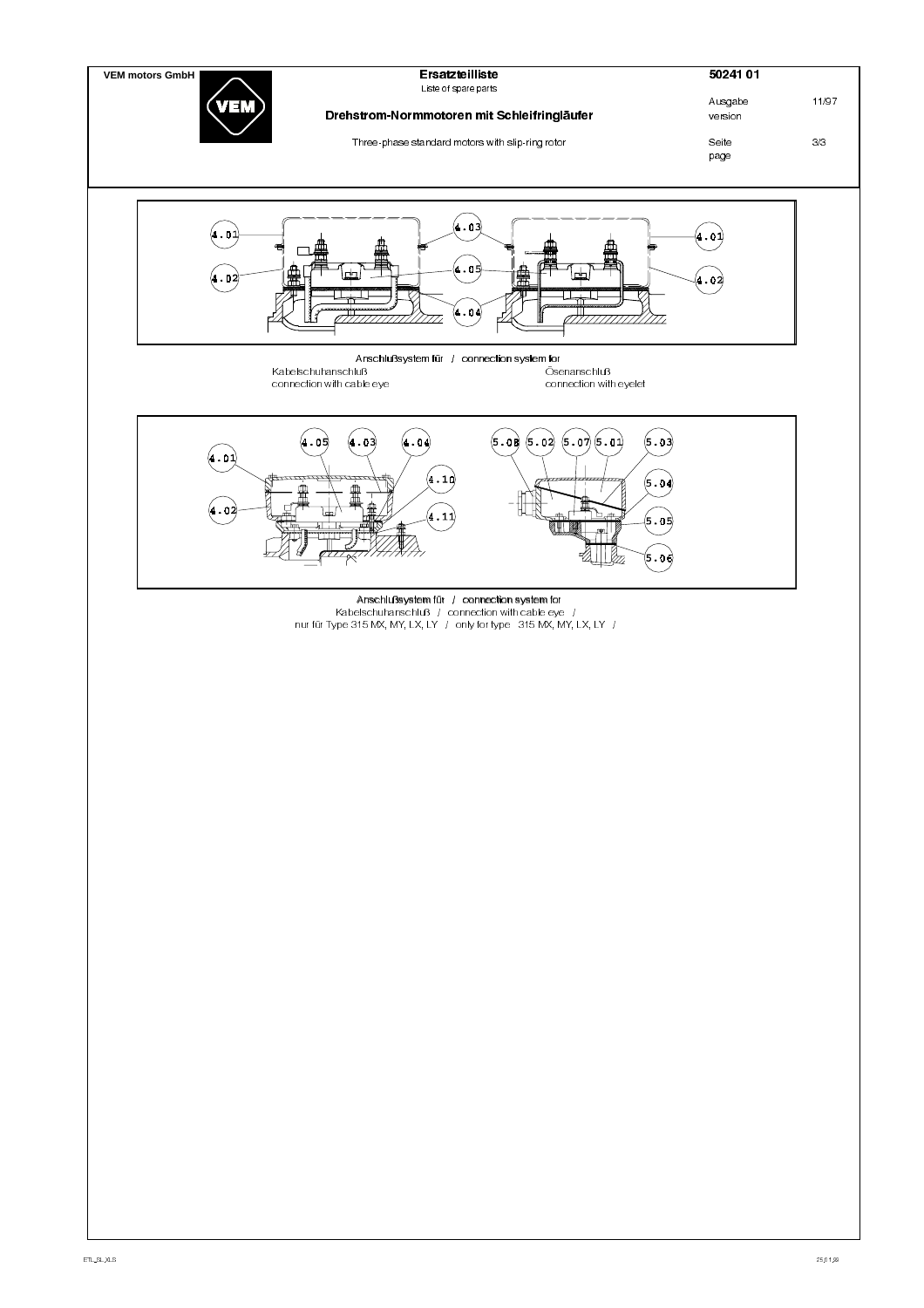**VEM motors GmbH**

# Ersatzteilliste

Liste of spare parts

## Drehstrom-Normmotoren mit Schleifringläufer

Three-phase standard motors with slip-ring rotor

**50241 01**

Ausgabe / version: 11/97

Seite / page: 3/3

Anschlußsystem für / connection system for

Kabelschuhanschluß
connection with cable eye

Ösenanschluß
connection with eyelet

Anschlußsystem für / connection system for

Kabelschuhanschluß / connection with cable eye /

nur für Type 315 MX, MY, LX, LY / only for type 315 MX, MY, LX, LY /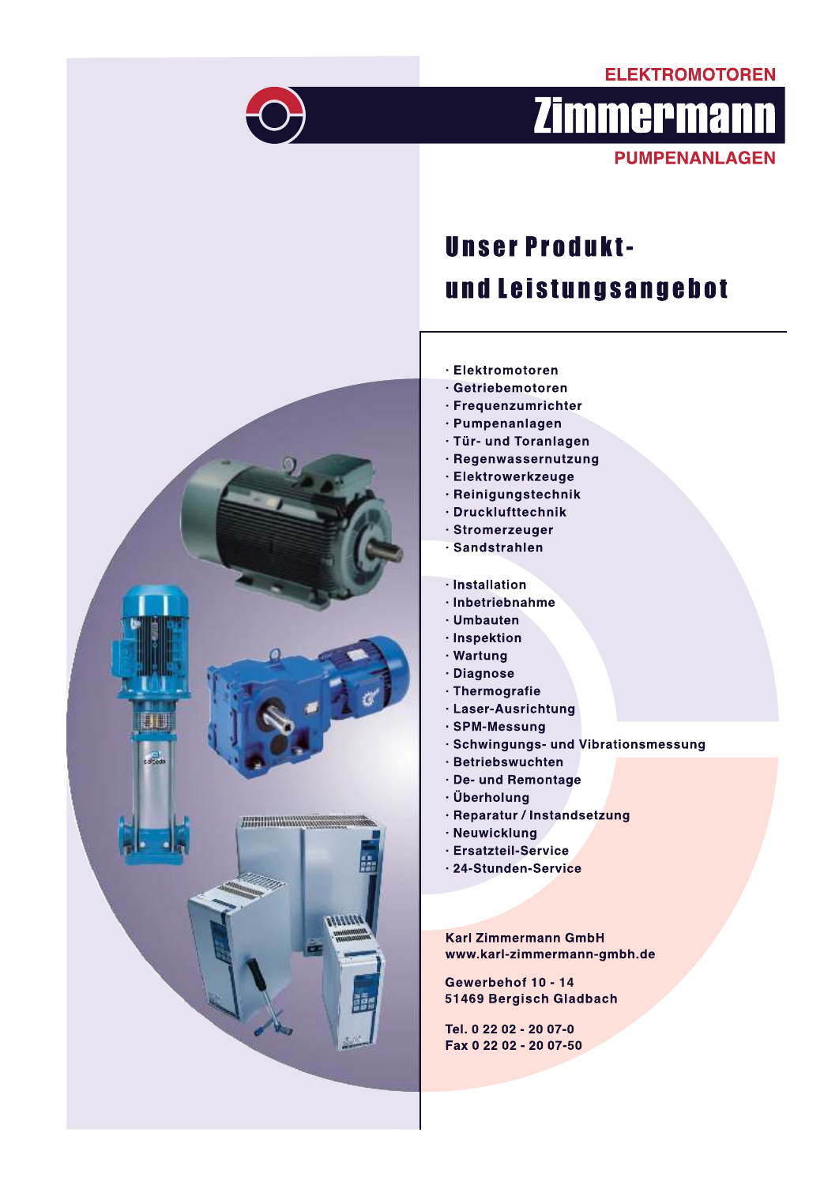ELEKTROMOTOREN

Zimmermann

PUMPENANLAGEN

# Unser Produkt- und Leistungsangebot

- Elektromotoren
- Getriebemotoren
- Frequenzumrichter
- Pumpenanlagen
- Tür- und Toranlagen
- Regenwassernutzung
- Elektrowerkzeuge
- Reinigungstechnik
- Drucklufttechnik
- Stromerzeuger
- Sandstrahlen

- Installation
- Inbetriebnahme
- Umbauten
- Inspektion
- Wartung
- Diagnose
- Thermografie
- Laser-Ausrichtung
- SPM-Messung
- Schwingungs- und Vibrationsmessung
- Betriebswuchten
- De- und Remontage
- Überholung
- Reparatur / Instandsetzung
- Neuwicklung
- Ersatzteil-Service
- 24-Stunden-Service

Karl Zimmermann GmbH
www.karl-zimmermann-gmbh.de

Gewerbehof 10 - 14
51469 Bergisch Gladbach

Tel. 0 22 02 - 20 07-0
Fax 0 22 02 - 20 07-50